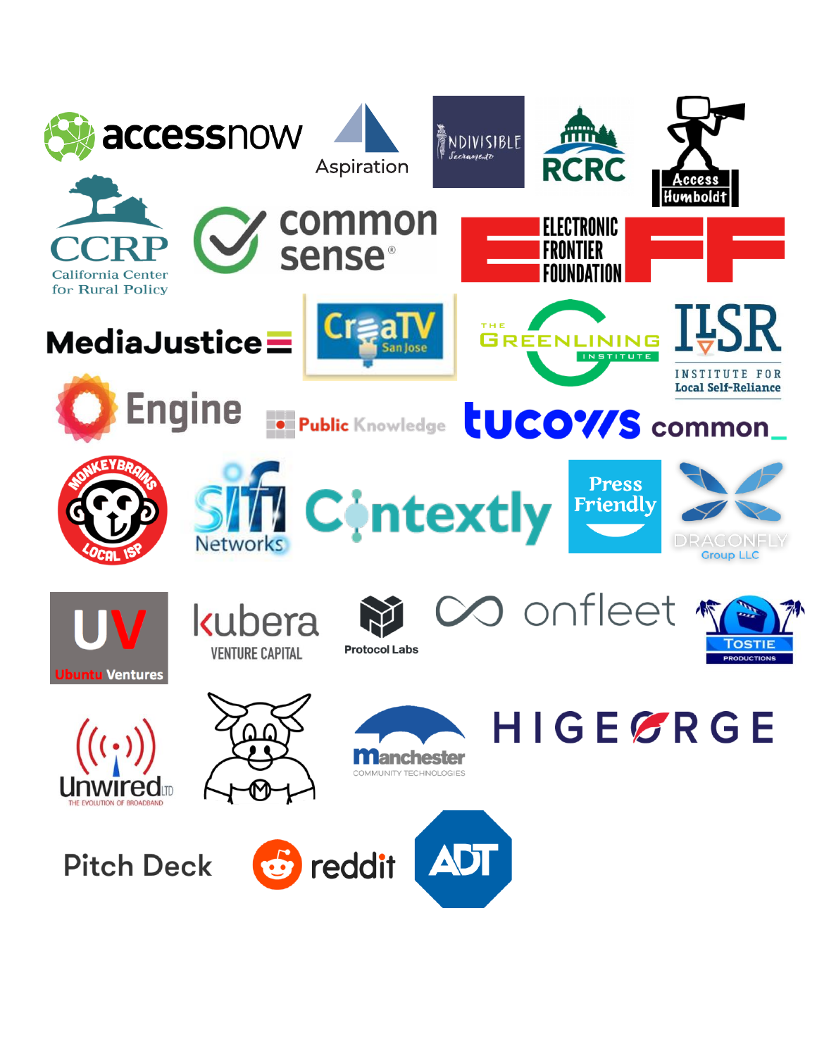accessnow

Aspiration

INDIVISIBLE Sacramento

RCRC

Access Humboldt

CCRP California Center for Rural Policy

common sense®

ELECTRONIC FRONTIER FOUNDATION EFF

MediaJustice

CreaTV San Jose

THE GREENLINING INSTITUTE

ILSR INSTITUTE FOR Local Self-Reliance

Engine

Public Knowledge

tucows

common_

MONKEYBRAINS LOCAL ISP

Sifi Networks

Contextly

Press Friendly

DRAGONFLY Group LLC

UV Ubuntu Ventures

kubera VENTURE CAPITAL

Protocol Labs

onfleet

TOSTIE PRODUCTIONS

Unwired LTD THE EVOLUTION OF BROADBAND

Manchester COMMUNITY TECHNOLOGIES

HIGEORGE

Pitch Deck

reddit

ADT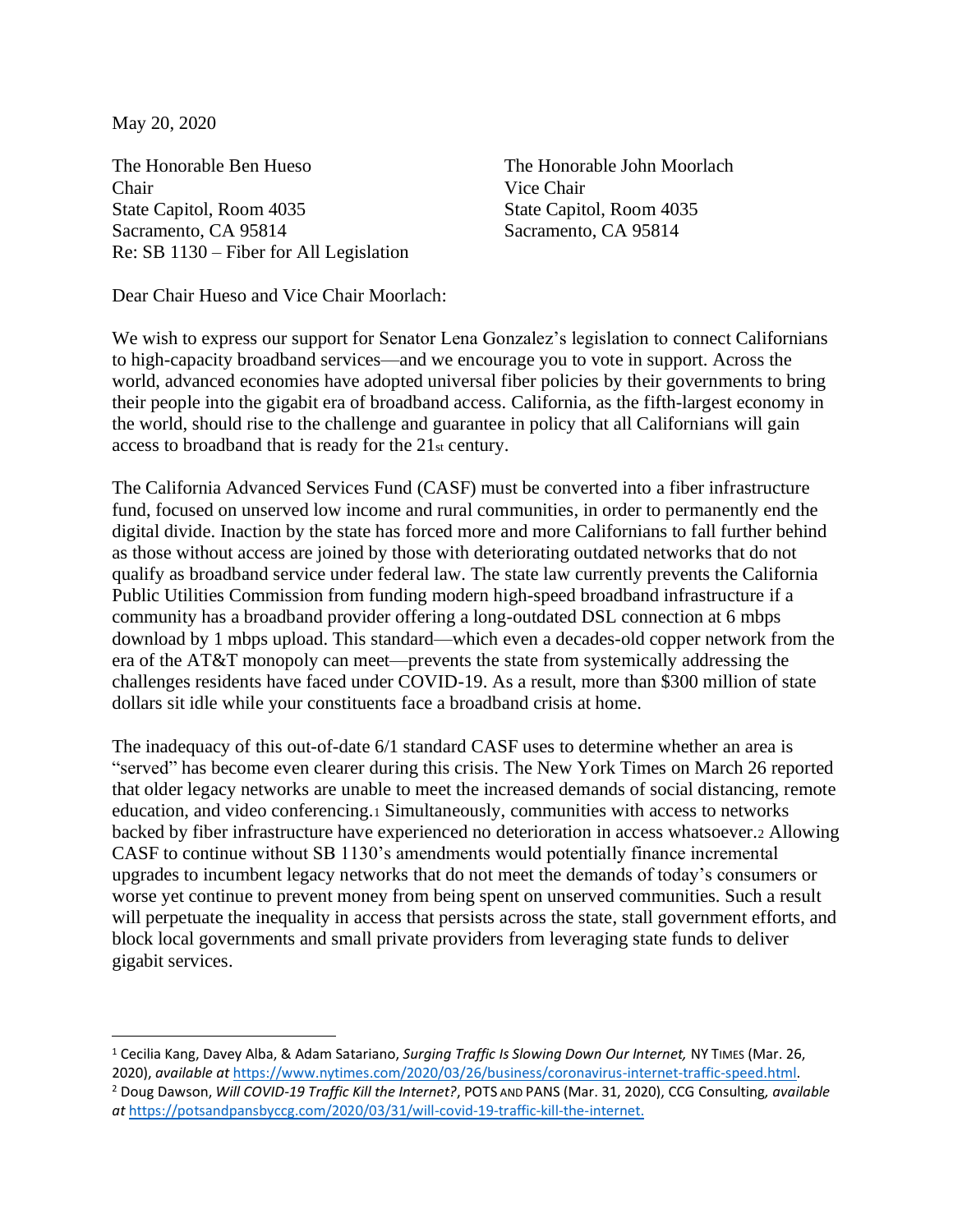May 20, 2020

The Honorable Ben Hueso
Chair
State Capitol, Room 4035
Sacramento, CA 95814

The Honorable John Moorlach
Vice Chair
State Capitol, Room 4035
Sacramento, CA 95814

Re: SB 1130 – Fiber for All Legislation

Dear Chair Hueso and Vice Chair Moorlach:

We wish to express our support for Senator Lena Gonzalez's legislation to connect Californians to high-capacity broadband services—and we encourage you to vote in support. Across the world, advanced economies have adopted universal fiber policies by their governments to bring their people into the gigabit era of broadband access. California, as the fifth-largest economy in the world, should rise to the challenge and guarantee in policy that all Californians will gain access to broadband that is ready for the 21st century.

The California Advanced Services Fund (CASF) must be converted into a fiber infrastructure fund, focused on unserved low income and rural communities, in order to permanently end the digital divide. Inaction by the state has forced more and more Californians to fall further behind as those without access are joined by those with deteriorating outdated networks that do not qualify as broadband service under federal law. The state law currently prevents the California Public Utilities Commission from funding modern high-speed broadband infrastructure if a community has a broadband provider offering a long-outdated DSL connection at 6 mbps download by 1 mbps upload. This standard—which even a decades-old copper network from the era of the AT&T monopoly can meet—prevents the state from systemically addressing the challenges residents have faced under COVID-19. As a result, more than $300 million of state dollars sit idle while your constituents face a broadband crisis at home.

The inadequacy of this out-of-date 6/1 standard CASF uses to determine whether an area is "served" has become even clearer during this crisis. The New York Times on March 26 reported that older legacy networks are unable to meet the increased demands of social distancing, remote education, and video conferencing.[1] Simultaneously, communities with access to networks backed by fiber infrastructure have experienced no deterioration in access whatsoever.[2] Allowing CASF to continue without SB 1130's amendments would potentially finance incremental upgrades to incumbent legacy networks that do not meet the demands of today's consumers or worse yet continue to prevent money from being spent on unserved communities. Such a result will perpetuate the inequality in access that persists across the state, stall government efforts, and block local governments and small private providers from leveraging state funds to deliver gigabit services.

---

[1] Cecilia Kang, Davey Alba, & Adam Satariano, *Surging Traffic Is Slowing Down Our Internet,* NY TIMES (Mar. 26, 2020), *available at* https://www.nytimes.com/2020/03/26/business/coronavirus-internet-traffic-speed.html.

[2] Doug Dawson, *Will COVID-19 Traffic Kill the Internet?*, POTS AND PANS (Mar. 31, 2020), CCG Consulting, *available at* https://potsandpansbyccg.com/2020/03/31/will-covid-19-traffic-kill-the-internet.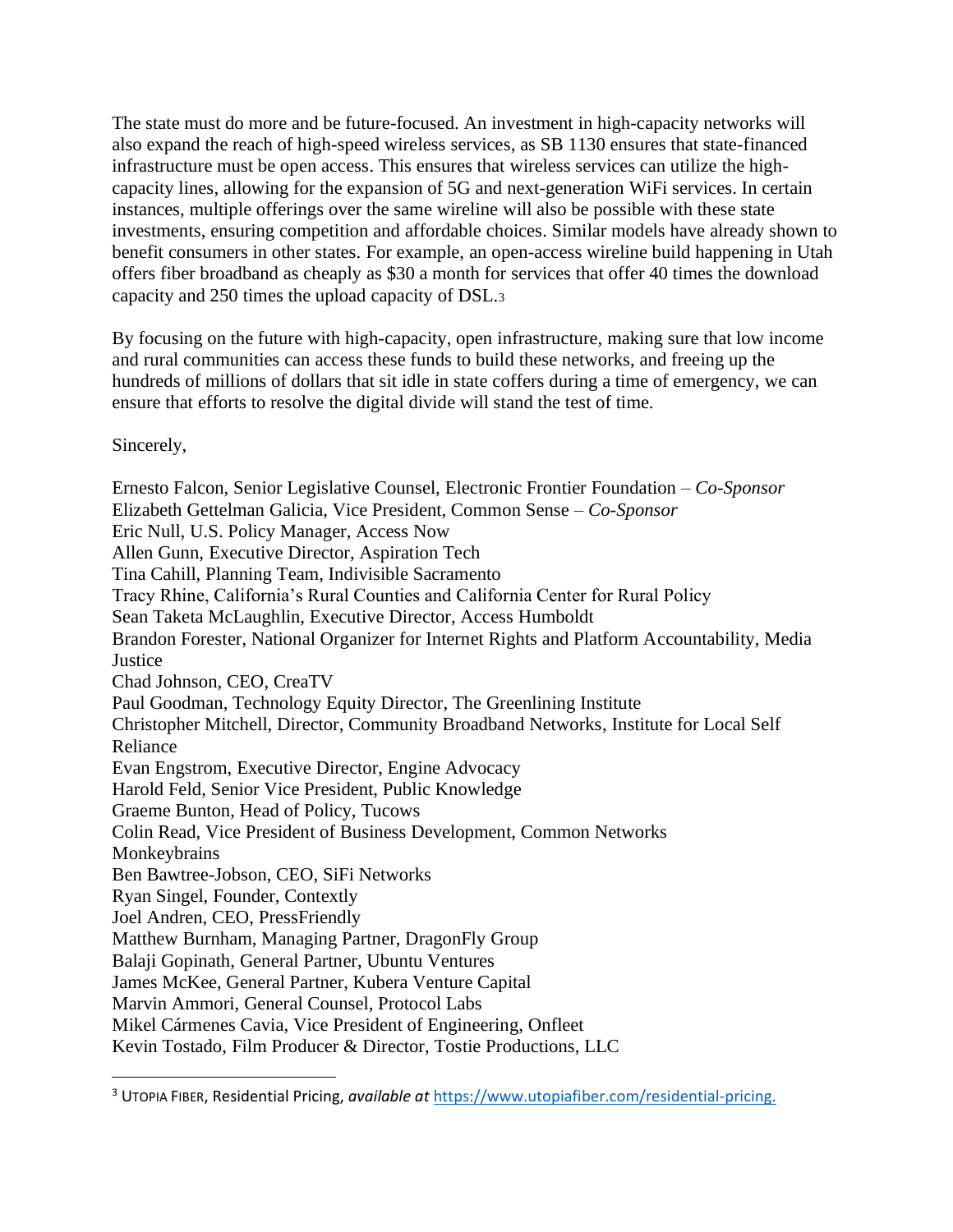The state must do more and be future-focused. An investment in high-capacity networks will also expand the reach of high-speed wireless services, as SB 1130 ensures that state-financed infrastructure must be open access. This ensures that wireless services can utilize the high-capacity lines, allowing for the expansion of 5G and next-generation WiFi services. In certain instances, multiple offerings over the same wireline will also be possible with these state investments, ensuring competition and affordable choices. Similar models have already shown to benefit consumers in other states. For example, an open-access wireline build happening in Utah offers fiber broadband as cheaply as $30 a month for services that offer 40 times the download capacity and 250 times the upload capacity of DSL.[3]

By focusing on the future with high-capacity, open infrastructure, making sure that low income and rural communities can access these funds to build these networks, and freeing up the hundreds of millions of dollars that sit idle in state coffers during a time of emergency, we can ensure that efforts to resolve the digital divide will stand the test of time.

Sincerely,

Ernesto Falcon, Senior Legislative Counsel, Electronic Frontier Foundation – *Co-Sponsor*
Elizabeth Gettelman Galicia, Vice President, Common Sense – *Co-Sponsor*
Eric Null, U.S. Policy Manager, Access Now
Allen Gunn, Executive Director, Aspiration Tech
Tina Cahill, Planning Team, Indivisible Sacramento
Tracy Rhine, California's Rural Counties and California Center for Rural Policy
Sean Taketa McLaughlin, Executive Director, Access Humboldt
Brandon Forester, National Organizer for Internet Rights and Platform Accountability, Media Justice
Chad Johnson, CEO, CreaTV
Paul Goodman, Technology Equity Director, The Greenlining Institute
Christopher Mitchell, Director, Community Broadband Networks, Institute for Local Self Reliance
Evan Engstrom, Executive Director, Engine Advocacy
Harold Feld, Senior Vice President, Public Knowledge
Graeme Bunton, Head of Policy, Tucows
Colin Read, Vice President of Business Development, Common Networks
Monkeybrains
Ben Bawtree-Jobson, CEO, SiFi Networks
Ryan Singel, Founder, Contextly
Joel Andren, CEO, PressFriendly
Matthew Burnham, Managing Partner, DragonFly Group
Balaji Gopinath, General Partner, Ubuntu Ventures
James McKee, General Partner, Kubera Venture Capital
Marvin Ammori, General Counsel, Protocol Labs
Mikel Cármenes Cavia, Vice President of Engineering, Onfleet
Kevin Tostado, Film Producer & Director, Tostie Productions, LLC

---

[3] UTOPIA FIBER, Residential Pricing, *available at* https://www.utopiafiber.com/residential-pricing.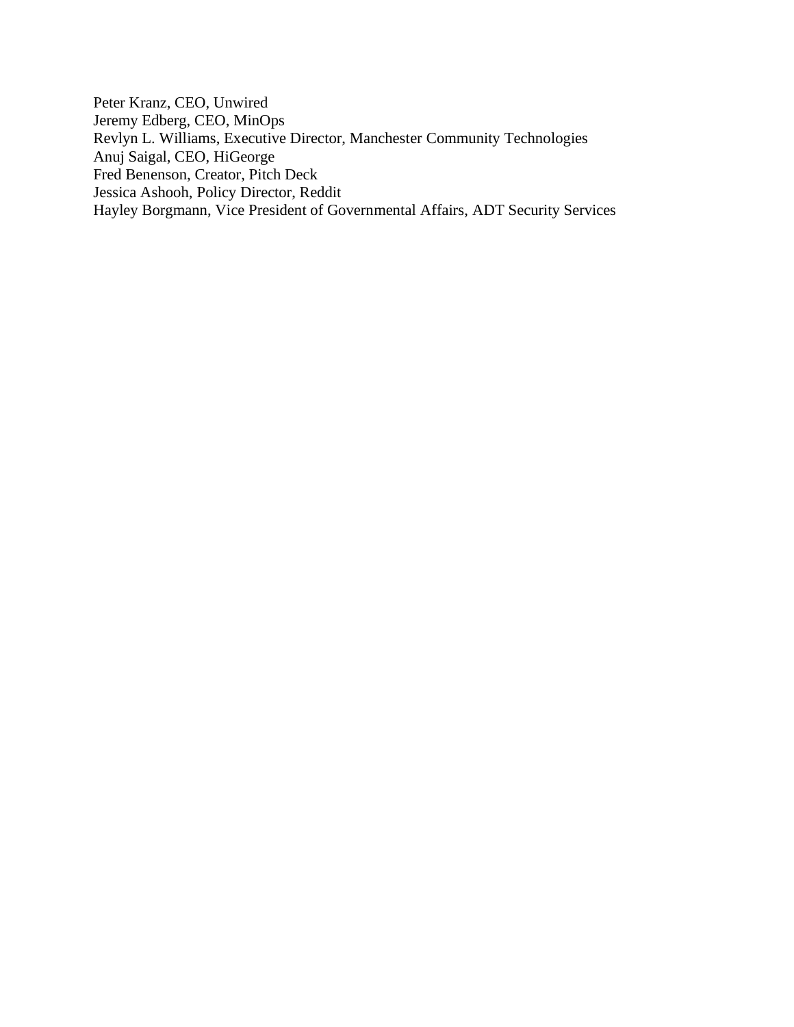Peter Kranz, CEO, Unwired
Jeremy Edberg, CEO, MinOps
Revlyn L. Williams, Executive Director, Manchester Community Technologies
Anuj Saigal, CEO, HiGeorge
Fred Benenson, Creator, Pitch Deck
Jessica Ashooh, Policy Director, Reddit
Hayley Borgmann, Vice President of Governmental Affairs, ADT Security Services